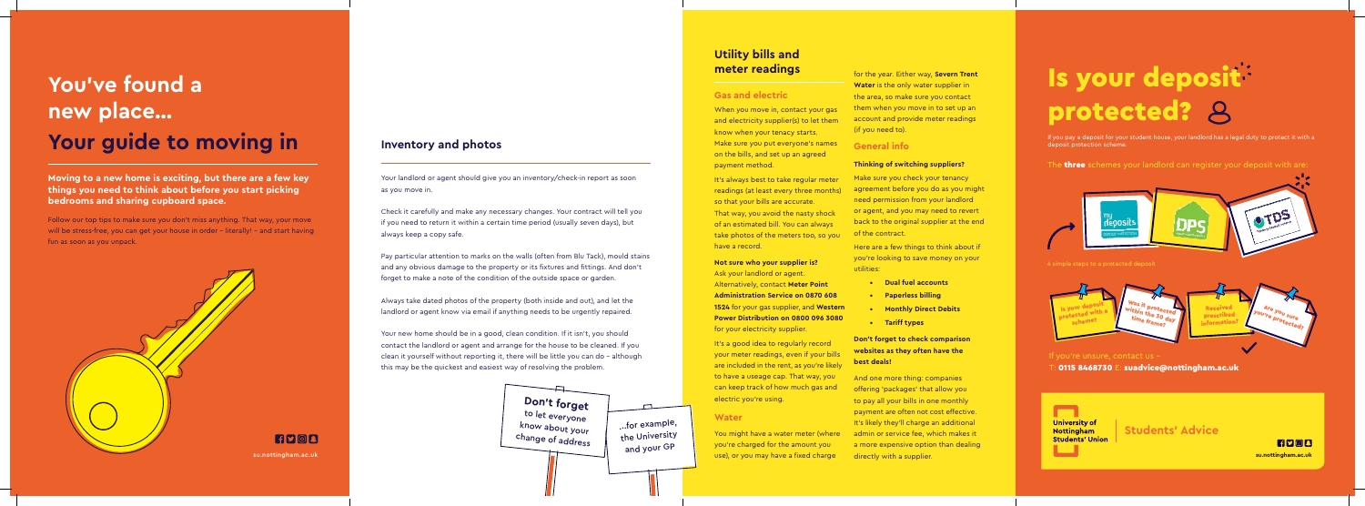# You've found a new place...

# Your guide to moving in

**Moving to a new home is exciting, but there are a few key things you need to think about before you start picking bedrooms and sharing cupboard space.**

Follow our top tips to make sure you don't miss anything. That way, your move will be stress-free, you can get your house in order – literally! – and start having fun as soon as you unpack.

su.nottingham.ac.uk

## Inventory and photos

Your landlord or agent should give you an inventory/check-in report as soon as you move in.

Check it carefully and make any necessary changes. Your contract will tell you if you need to return it within a certain time period (usually seven days), but always keep a copy safe.

Pay particular attention to marks on the walls (often from Blu Tack), mould stains and any obvious damage to the property or its fixtures and fittings. And don't forget to make a note of the condition of the outside space or garden.

Always take dated photos of the property (both inside and out), and let the landlord or agent know via email if anything needs to be urgently repaired.

Your new home should be in a good, clean condition. If it isn't, you should contact the landlord or agent and arrange for the house to be cleaned. If you clean it yourself without reporting it, there will be little you can do – although this may be the quickest and easiest way of resolving the problem.

**Don't forget** to let everyone know about your change of address

...for example, the University and your GP

## Utility bills and meter readings

### Gas and electric

When you move in, contact your gas and electricity supplier(s) to let them know when your tenancy starts. Make sure you put everyone's names on the bills, and set up an agreed payment method.

It's always best to take regular meter readings (at least every three months) so that your bills are accurate. That way, you avoid the nasty shock of an estimated bill. You can always take photos of the meters too, so you have a record.

**Not sure who your supplier is?**
Ask your landlord or agent. Alternatively, contact **Meter Point Administration Service on 0870 608 1524** for your gas supplier, and **Western Power Distribution on 0800 096 3080** for your electricity supplier.

It's a good idea to regularly record your meter readings, even if your bills are included in the rent, as you're likely to have a useage cap. That way, you can keep track of how much gas and electric you're using.

### Water

You might have a water meter (where you're charged for the amount you use), or you may have a fixed charge for the year. Either way, **Severn Trent Water** is the only water supplier in the area, so make sure you contact them when you move in to set up an account and provide meter readings (if you need to).

### General info

**Thinking of switching suppliers?**

Make sure you check your tenancy agreement before you do as you might need permission from your landlord or agent, and you may need to revert back to the original supplier at the end of the contract.

Here are a few things to think about if you're looking to save money on your utilities:

- **Dual fuel accounts**
- **Paperless billing**
- **Monthly Direct Debits**
- **Tariff types**

**Don't forget to check comparison websites as they often have the best deals!**

And one more thing: companies offering 'packages' that allow you to pay all your bills in one monthly payment are often not cost effective. It's likely they'll charge an additional admin or service fee, which makes it a more expensive option than dealing directly with a supplier.

# Is your deposit protected?

If you pay a deposit for your student house, your landlord has a legal duty to protect it with a deposit protection scheme.

The **three** schemes your landlord can register your deposit with are:

mydeposits | DPS | TDS

4 simple steps to a protected deposit

1. Is your deposit protected with a scheme?
2. Was it protected within the 30 day time frame?
3. Received prescribed information?
4. Are you sure you're protected?

If you're unsure, contact us –
T: **0115 8468730** E: **suadvice@nottingham.ac.uk**

University of Nottingham Students' Union | Students' Advice

su.nottingham.ac.uk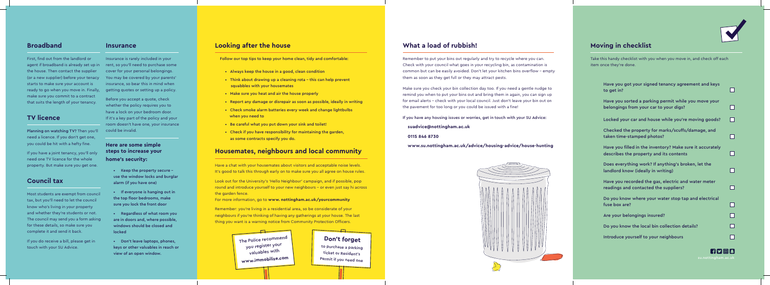## Broadband

First, find out from the landlord or agent if broadband is already set up in the house. Then contact the supplier (or a new supplier) before your tenancy starts to make sure your account is ready to go when you move in. Finally, make sure you commit to a contract that suits the length of your tenancy.

## TV licence

**Planning on watching TV?** Then you'll need a licence. If you don't get one, you could be hit with a hefty fine.

If you have a joint tenancy, you'll only need one TV licence for the whole property. But make sure you get one.

## Council tax

Most students are exempt from council tax, but you'll need to let the council know who's living in your property and whether they're students or not. The council may send you a form asking for these details, so make sure you complete it and send it back.

If you do receive a bill, please get in touch with your SU Advice.

## Insurance

Insurance is rarely included in your rent, so you'll need to purchase some cover for your personal belongings. You may be covered by your parents' insurance, so bear this in mind when getting quotes or setting up a policy.

Before you accept a quote, check whether the policy requires you to have a lock on your bedroom door. If it's a key part of the policy and your room doesn't have one, your insurance could be invalid.

### Here are some simple steps to increase your home's security:

- **Keep the property secure – use the window locks and burglar alarm (if you have one)**
- **If everyone is hanging out in the top floor bedrooms, make sure you lock the front door**
- **Regardless of what room you are in doors and, where possible, windows should be closed and locked**
- **Don't leave laptops, phones, keys or other valuables in reach or view of an open window.**

## Looking after the house

**Follow our top tips to keep your home clean, tidy and comfortable:**

- **Always keep the house in a good, clean condition**
- **Think about drawing up a cleaning rota – this can help prevent squabbles with your housemates**
- **Make sure you heat and air the house properly**
- **Report any damage or disrepair as soon as possible, ideally in writing**
- **Check smoke alarm batteries every week and change lightbulbs when you need to**
- **Be careful what you put down your sink and toilet!**
- **Check if you have responsibility for maintaining the garden, as some contracts specify you do.**

## Housemates, neighbours and local community

Have a chat with your housemates about visitors and acceptable noise levels. It's good to talk this through early on to make sure you all agree on house rules.

Look out for the University's 'Hello Neighbour' campaign, and if possible, pop round and introduce yourself to your new neighbours – or even just say hi across the garden fence.

For more information, go to **www. nottingham.ac.uk/yourcommunity**

Remember: you're living in a residential area, so be considerate of your neighbours if you're thinking of having any gatherings at your house. The last thing you want is a warning notice from Community Protection Officers.

The Police recommend you register your valuables with **www.immobilise.com**

**Don't forget** to purchase a parking ticket or Resident's Permit if you need one

## What a load of rubbish!

Remember to put your bins out regularly and try to recycle where you can. Check with your council what goes in your recycling bin, as contamination is common but can be easily avoided. Don't let your kitchen bins overflow – empty them as soon as they get full or they may attract pests.

Make sure you check your bin collection day too. If you need a gentle nudge to remind you when to put your bins out and bring them in again, you can sign up for email alerts – check with your local council. Just don't leave your bin out on the pavement for too long or you could be issued with a fine!

**If you have any housing issues or worries, get in touch with your SU Advice:**

**suadvice@nottingham.ac.uk**

**0115 846 8730**

**www.su.nottingham.ac.uk/advice/housing-advice/house-hunting**

## Moving in checklist

Take this handy checklist with you when you move in, and check off each item once they're done.

- [ ] Have you got your signed tenancy agreement and keys to get in?
- [ ] Have you sorted a parking permit while you move your belongings from your car to your digs?
- [ ] Locked your car and house while you're moving goods?
- [ ] Checked the property for marks/scuffs/damage, and taken time-stamped photos?
- [ ] Have you filled in the inventory? Make sure it accurately describes the property and its contents
- [ ] Does everything work? If anything's broken, let the landlord know (ideally in writing)
- [ ] Have you recorded the gas, electric and water meter readings and contacted the suppliers?
- [ ] Do you know where your water stop tap and electrical fuse box are?
- [ ] Are your belongings insured?
- [ ] Do you know the local bin collection details?
- [ ] Introduce yourself to your neighbours

su.nottingham.ac.uk